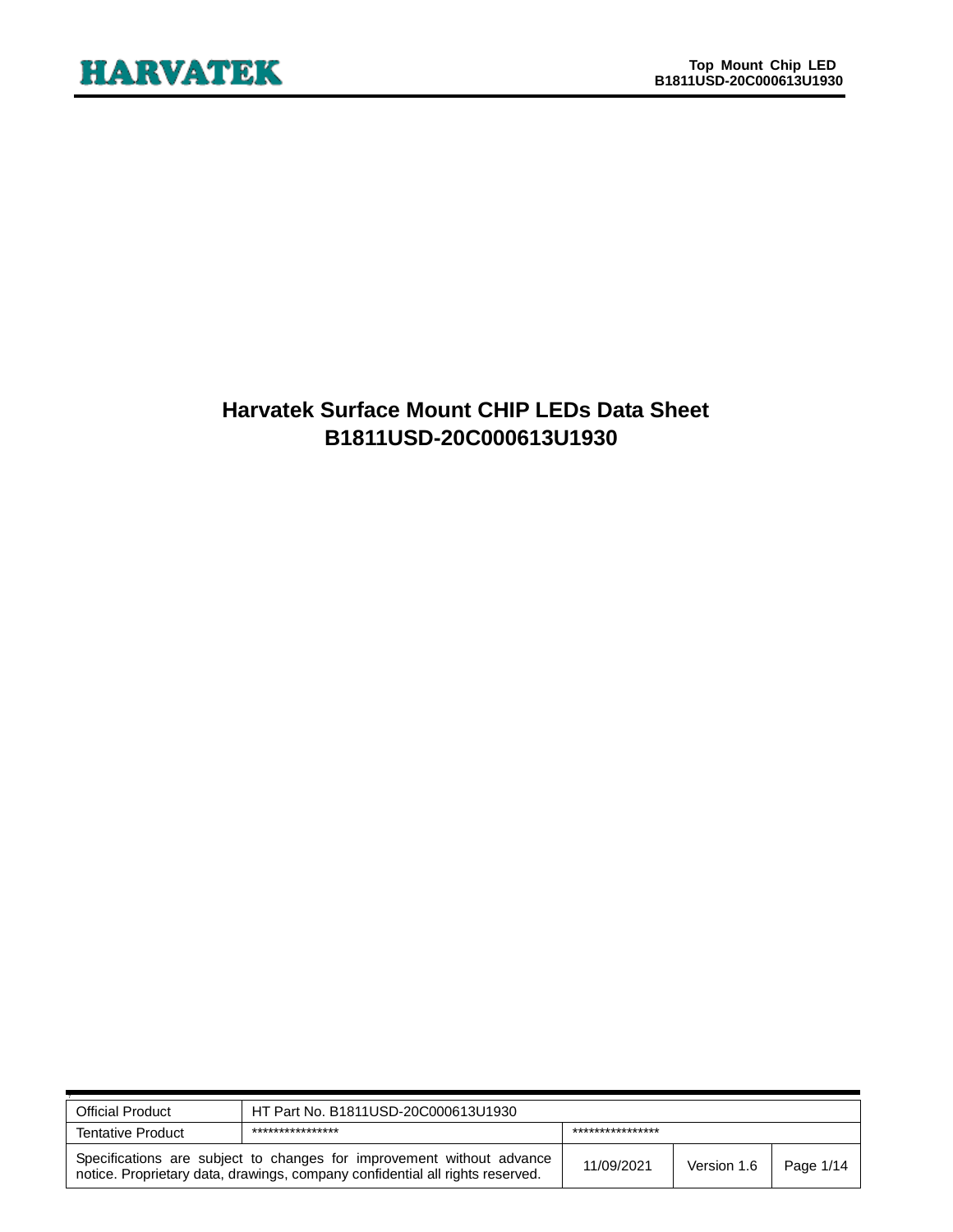# Harvatek Surface Mount CHIP LEDs Data Sheet
# B1811USD-20C000613U1930

| | | | | |
|---|---|---|---|---|
| Official Product | HT Part No. B1811USD-20C000613U1930 | | | |
| Tentative Product | **************** | **************** | | |
| Specifications are subject to changes for improvement without advance notice. Proprietary data, drawings, company confidential all rights reserved. | | 11/09/2021 | Version 1.6 | |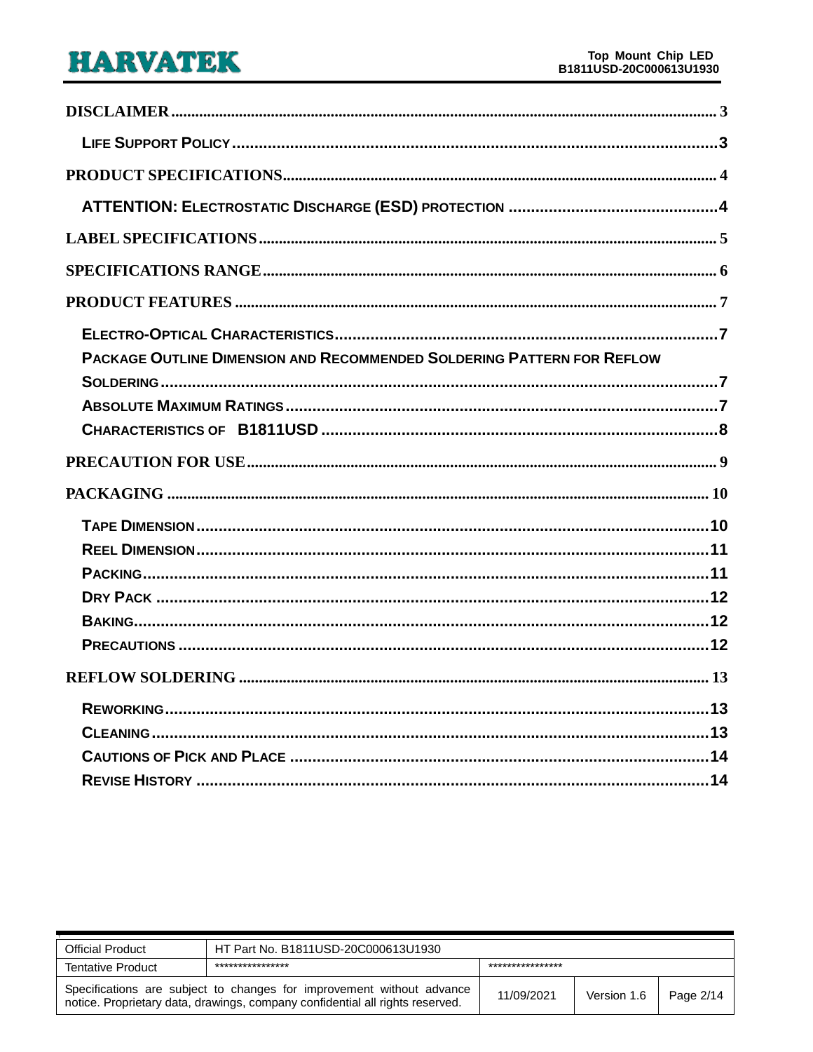DISCLAIMER ........................................................................................................................................ 3

LIFE SUPPORT POLICY ............................................................................................................3

PRODUCT SPECIFICATIONS........................................................................................................... 4

ATTENTION: ELECTROSTATIC DISCHARGE (ESD) PROTECTION ................................................4

LABEL SPECIFICATIONS ................................................................................................................. 5

SPECIFICATIONS RANGE ................................................................................................................ 6

PRODUCT FEATURES ...................................................................................................................... 7

ELECTRO-OPTICAL CHARACTERISTICS......................................................................................7

PACKAGE OUTLINE DIMENSION AND RECOMMENDED SOLDERING PATTERN FOR REFLOW SOLDERING ...........................................................................................................................7

ABSOLUTE MAXIMUM RATINGS ...............................................................................................7

CHARACTERISTICS OF B1811USD ...........................................................................................8

PRECAUTION FOR USE .................................................................................................................... 9

PACKAGING ..................................................................................................................................... 10

TAPE DIMENSION ..................................................................................................................10

REEL DIMENSION ..................................................................................................................11

PACKING ..............................................................................................................................11

DRY PACK ...........................................................................................................................12

BAKING ................................................................................................................................12

PRECAUTIONS ......................................................................................................................12

REFLOW SOLDERING ..................................................................................................................... 13

REWORKING .........................................................................................................................13

CLEANING ............................................................................................................................13

CAUTIONS OF PICK AND PLACE ..............................................................................................14

REVISE HISTORY ..................................................................................................................14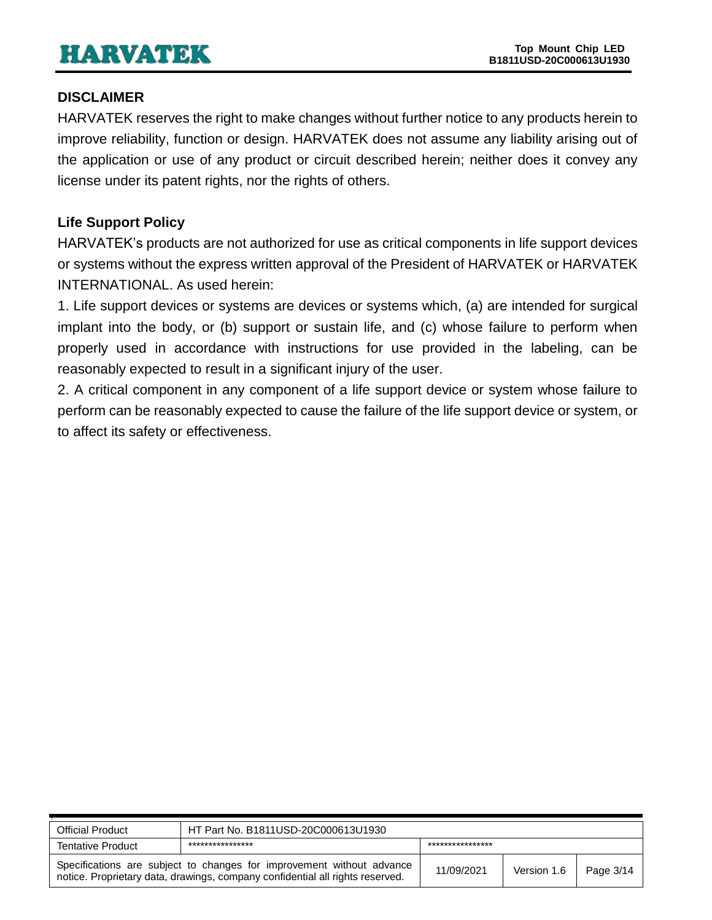## DISCLAIMER

HARVATEK reserves the right to make changes without further notice to any products herein to improve reliability, function or design. HARVATEK does not assume any liability arising out of the application or use of any product or circuit described herein; neither does it convey any license under its patent rights, nor the rights of others.

## Life Support Policy

HARVATEK's products are not authorized for use as critical components in life support devices or systems without the express written approval of the President of HARVATEK or HARVATEK INTERNATIONAL. As used herein:

1. Life support devices or systems are devices or systems which, (a) are intended for surgical implant into the body, or (b) support or sustain life, and (c) whose failure to perform when properly used in accordance with instructions for use provided in the labeling, can be reasonably expected to result in a significant injury of the user.
2. A critical component in any component of a life support device or system whose failure to perform can be reasonably expected to cause the failure of the life support device or system, or to affect its safety or effectiveness.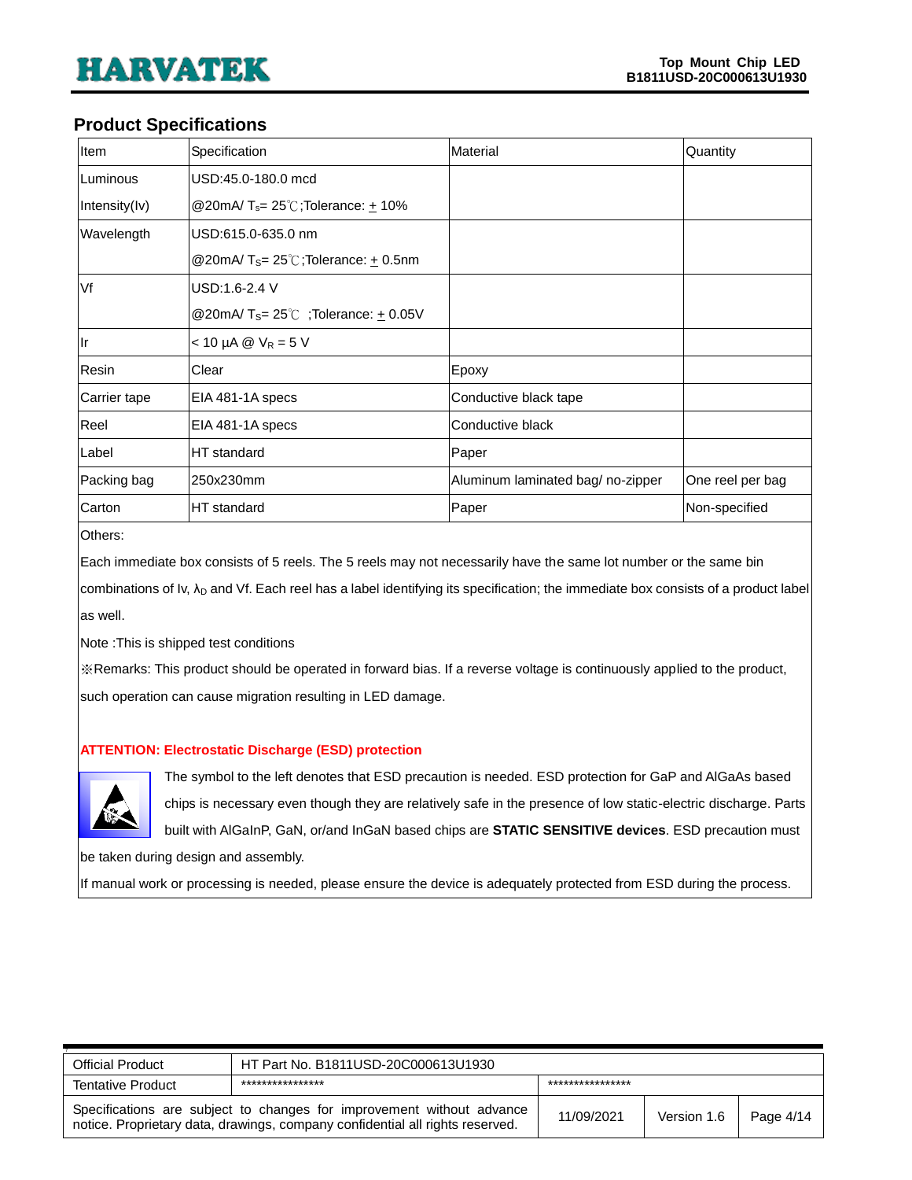## Product Specifications

| Item | Specification | Material | Quantity |
|---|---|---|---|
| Luminous Intensity(Iv) | USD:45.0-180.0 mcd<br>@20mA/ $T_S$= 25℃;Tolerance: ± 10% | | |
| Wavelength | USD:615.0-635.0 nm<br>@20mA/ $T_S$= 25℃;Tolerance: ± 0.5nm | | |
| Vf | USD:1.6-2.4 V<br>@20mA/ $T_S$= 25℃ ;Tolerance: ± 0.05V | | |
| Ir | < 10 µA @ $V_R$ = 5 V | | |
| Resin | Clear | Epoxy | |
| Carrier tape | EIA 481-1A specs | Conductive black tape | |
| Reel | EIA 481-1A specs | Conductive black | |
| Label | HT standard | Paper | |
| Packing bag | 250x230mm | Aluminum laminated bag/ no-zipper | One reel per bag |
| Carton | HT standard | Paper | Non-specified |

Others:

Each immediate box consists of 5 reels. The 5 reels may not necessarily have the same lot number or the same bin combinations of Iv, $\lambda_D$ and Vf. Each reel has a label identifying its specification; the immediate box consists of a product label as well.

Note :This is shipped test conditions

※Remarks: This product should be operated in forward bias. If a reverse voltage is continuously applied to the product, such operation can cause migration resulting in LED damage.

**ATTENTION: Electrostatic Discharge (ESD) protection**

The symbol to the left denotes that ESD precaution is needed. ESD protection for GaP and AlGaAs based chips is necessary even though they are relatively safe in the presence of low static-electric discharge. Parts built with AlGaInP, GaN, or/and InGaN based chips are **STATIC SENSITIVE devices**. ESD precaution must be taken during design and assembly.

If manual work or processing is needed, please ensure the device is adequately protected from ESD during the process.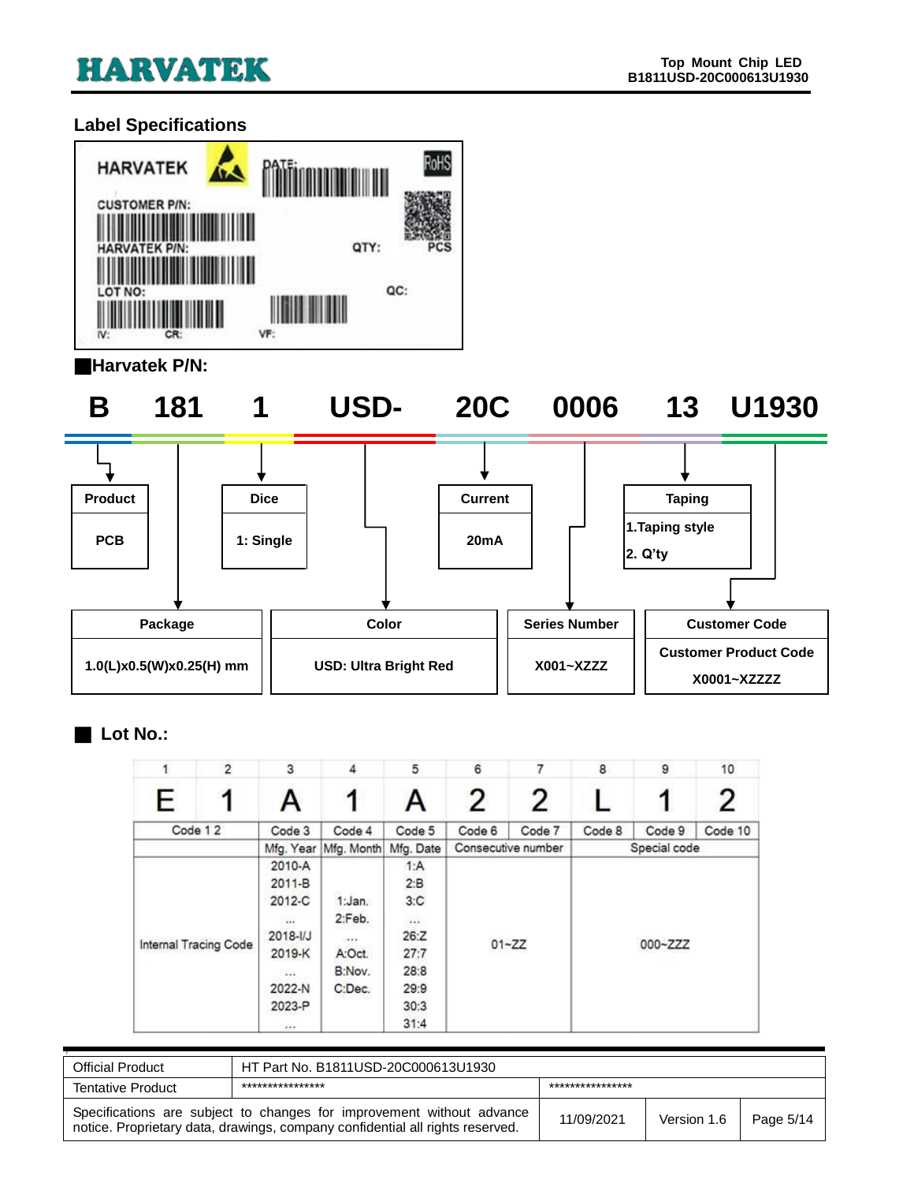## Label Specifications

HARVATEK

DATE:

RoHS

CUSTOMER P/N:

HARVATEK P/N:

QTY: PCS

LOT NO:

QC:

IV: CR: VF:

■Harvatek P/N:

**B 181 1 USD- 20C 0006 13 U1930**

| Segment | Field | Description |
|---|---|---|
| B | Product | PCB |
| 181 | Package | 1.0(L)x0.5(W)x0.25(H) mm |
| 1 | Dice | 1: Single |
| USD- | Color | USD: Ultra Bright Red |
| 20C | Current | 20mA |
| 0006 | Series Number | X001~XZZZ |
| 13 | Taping | 1.Taping style<br>2. Q'ty |
| U1930 | Customer Code | Customer Product Code<br>X0001~XZZZZ |

■ Lot No.:

| 1 | 2 | 3 | 4 | 5 | 6 | 7 | 8 | 9 | 10 |
|---|---|---|---|---|---|---|---|---|---|
| E | 1 | A | 1 | A | 2 | 2 | L | 1 | 2 |
| Code 1 2 | | Code 3 | Code 4 | Code 5 | Code 6 | Code 7 | Code 8 | Code 9 | Code 10 |
| | | Mfg. Year | Mfg. Month | Mfg. Date | Consecutive number | | Special code | | |
| Internal Tracing Code | | 2010-A<br>2011-B<br>2012-C<br>...<br>2018-I/J<br>2019-K<br>...<br>2022-N<br>2023-P<br>... | 1:Jan.<br>2:Feb.<br>...<br>A:Oct.<br>B:Nov.<br>C:Dec. | 1:A<br>2:B<br>3:C<br>...<br>26:Z<br>27:7<br>28:8<br>29:9<br>30:3<br>31:4 | 01~ZZ | | 000~ZZZ | | |

| Official Product | HT Part No. B1811USD-20C000613U1930 | | | |
|---|---|---|---|---|
| Tentative Product | **************** | **************** | | |
| Specifications are subject to changes for improvement without advance notice. Proprietary data, drawings, company confidential all rights reserved. | | 11/09/2021 | Version 1.6 | Page 5/14 |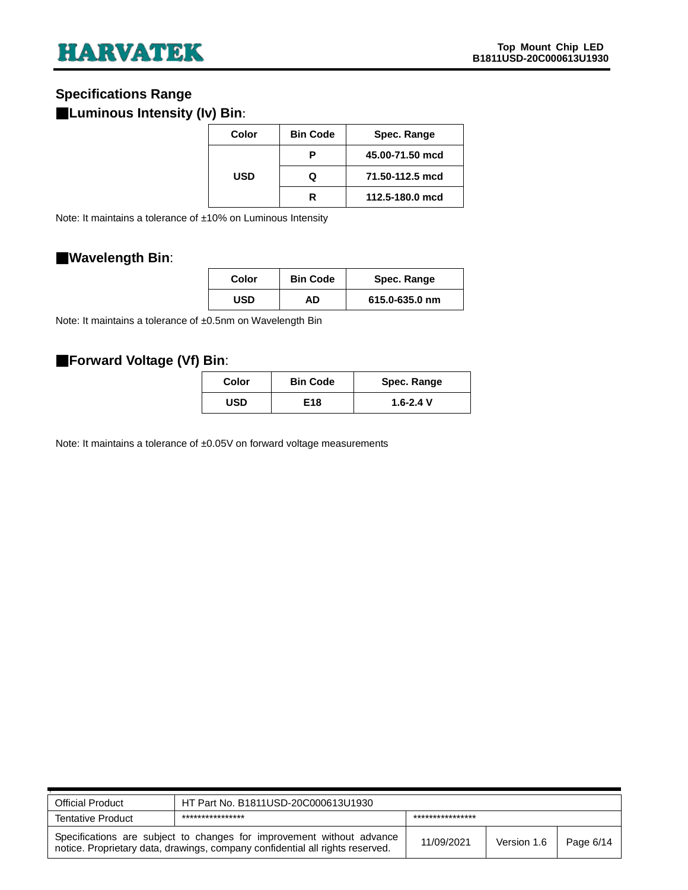## Specifications Range

### ■Luminous Intensity (Iv) Bin:

| Color | Bin Code | Spec. Range |
|---|---|---|
| USD | P | 45.00-71.50 mcd |
| | Q | 71.50-112.5 mcd |
| | R | 112.5-180.0 mcd |

Note: It maintains a tolerance of ±10% on Luminous Intensity

### ■Wavelength Bin:

| Color | Bin Code | Spec. Range |
|---|---|---|
| USD | AD | 615.0-635.0 nm |

Note: It maintains a tolerance of ±0.5nm on Wavelength Bin

### ■Forward Voltage (Vf) Bin:

| Color | Bin Code | Spec. Range |
|---|---|---|
| USD | E18 | 1.6-2.4 V |

Note: It maintains a tolerance of ±0.05V on forward voltage measurements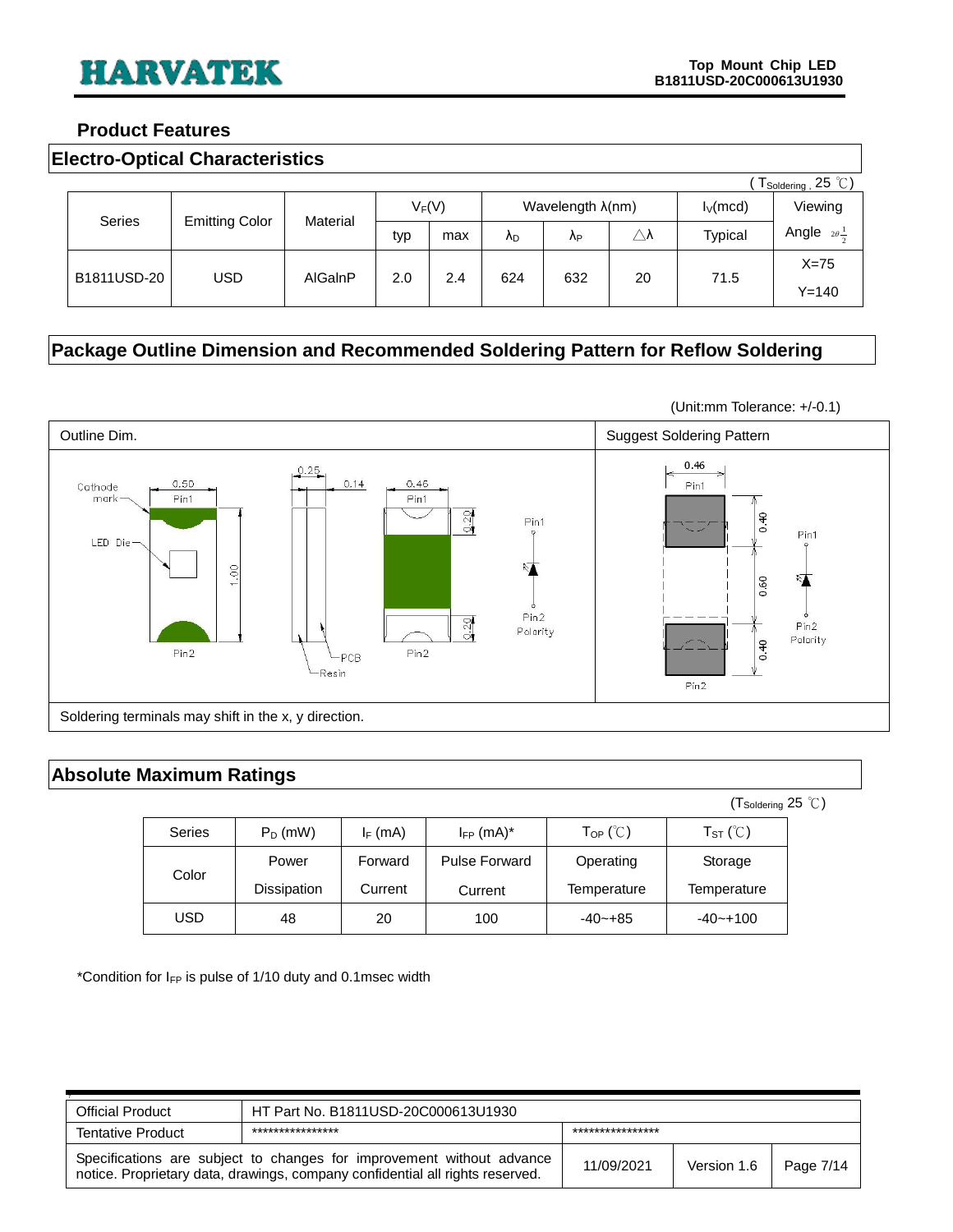## Product Features

### Electro-Optical Characteristics

( $T_{Soldering}$ , 25 ℃)

| Series | Emitting Color | Material | $V_F$(V) | | Wavelength λ(nm) | | | $I_V$(mcd) | Viewing |
|---|---|---|---|---|---|---|---|---|---|
| | | | typ | max | $\lambda_D$ | $\lambda_P$ | △λ | Typical | Angle $2\theta\frac{1}{2}$ |
| B1811USD-20 | USD | AlGaInP | 2.0 | 2.4 | 624 | 632 | 20 | 71.5 | X=75 Y=140 |

### Package Outline Dimension and Recommended Soldering Pattern for Reflow Soldering

(Unit:mm Tolerance: +/-0.1)

| Outline Dim. | Suggest Soldering Pattern |
|---|---|
| Cathode mark, LED Die, Pin1, Pin2, PCB, Resin, 0.50, 1.00, 0.25, 0.14, 0.46, 0.20, 0.20, Pin1, Pin2 Polarity | 0.46, Pin1, 0.40, 0.60, 0.40, Pin2, Pin1, Pin2 Polarity |

Soldering terminals may shift in the x, y direction.

### Absolute Maximum Ratings

($T_{Soldering}$ 25 ℃)

| Series | $P_D$ (mW) | $I_F$ (mA) | $I_{FP}$ (mA)* | $T_{OP}$ (℃) | $T_{ST}$ (℃) |
|---|---|---|---|---|---|
| Color | Power Dissipation | Forward Current | Pulse Forward Current | Operating Temperature | Storage Temperature |
| USD | 48 | 20 | 100 | -40~+85 | -40~+100 |

*Condition for $I_{FP}$ is pulse of 1/10 duty and 0.1msec width

| Official Product | HT Part No. B1811USD-20C000613U1930 | | | |
|---|---|---|---|---|
| Tentative Product | **************** | **************** | | |
| Specifications are subject to changes for improvement without advance notice. Proprietary data, drawings, company confidential all rights reserved. | | 11/09/2021 | Version 1.6 | Page 7/14 |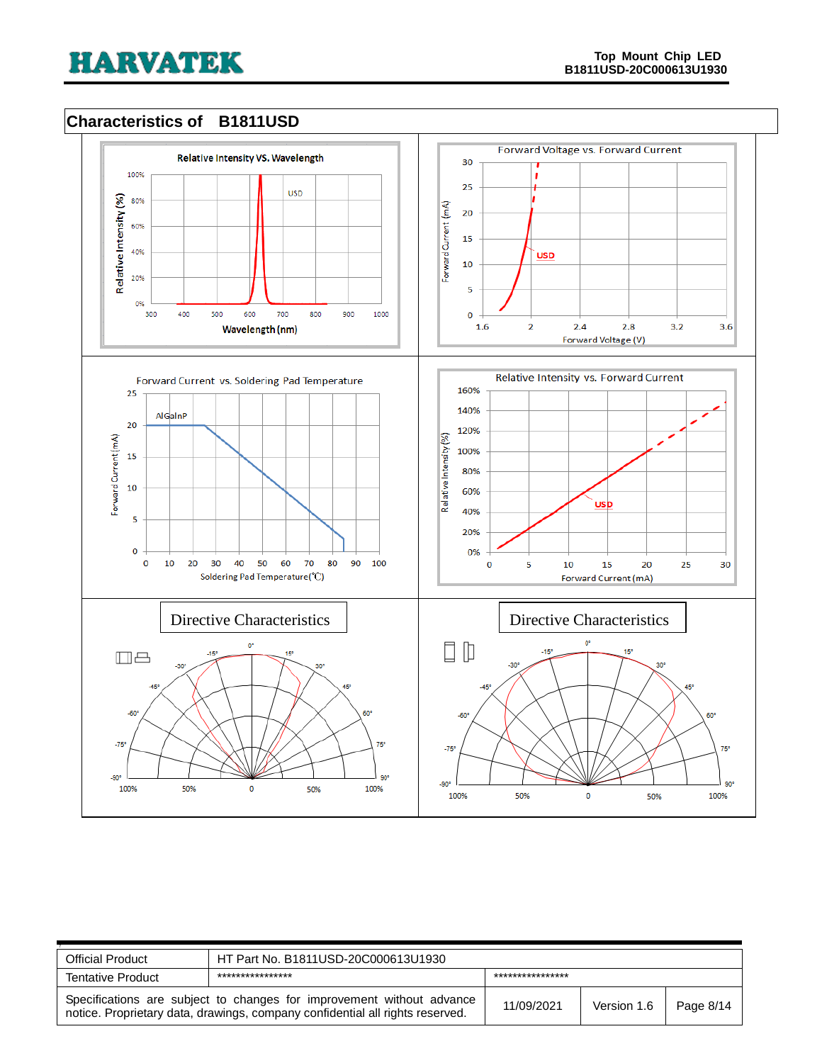## Characteristics of B1811USD

Relative Intensity VS. Wavelength

100%
80%
60%
40%
20%
0%

Relative Intensity (%)

USD

300 400 500 600 700 800 900 1000

Wavelength (nm)

Forward Voltage vs. Forward Current

30
25
20
15
10
5
0

Forward Current (mA)

USD

1.6 2 2.4 2.8 3.2 3.6

Forward Voltage (V)

Forward Current vs. Soldering Pad Temperature

25
20
15
10
5
0

Forward Current (mA)

AlGaInP

0 10 20 30 40 50 60 70 80 90 100

Soldering Pad Temperature(℃)

Relative Intensity vs. Forward Current

160%
140%
120%
100%
80%
60%
40%
20%
0%

Relative Intensity (%)

USD

0 5 10 15 20 25 30

Forward Current (mA)

Directive Characteristics

0° -15° 15° -30° 30° -45° 45° -60° 60° -75° 75° -90° 90°

100% 50% 0 50% 100%

Directive Characteristics

0° -15° 15° -30° 30° -45° 45° -60° 60° -75° 75° -90° 90°

100% 50% 0 50% 100%

| | | | | |
|---|---|---|---|---|
| Official Product | HT Part No. B1811USD-20C000613U1930 | | | |
| Tentative Product | **************** | **************** | | |
| Specifications are subject to changes for improvement without advance notice. Proprietary data, drawings, company confidential all rights reserved. | | 11/09/2021 | Version 1.6 | Page 8/14 |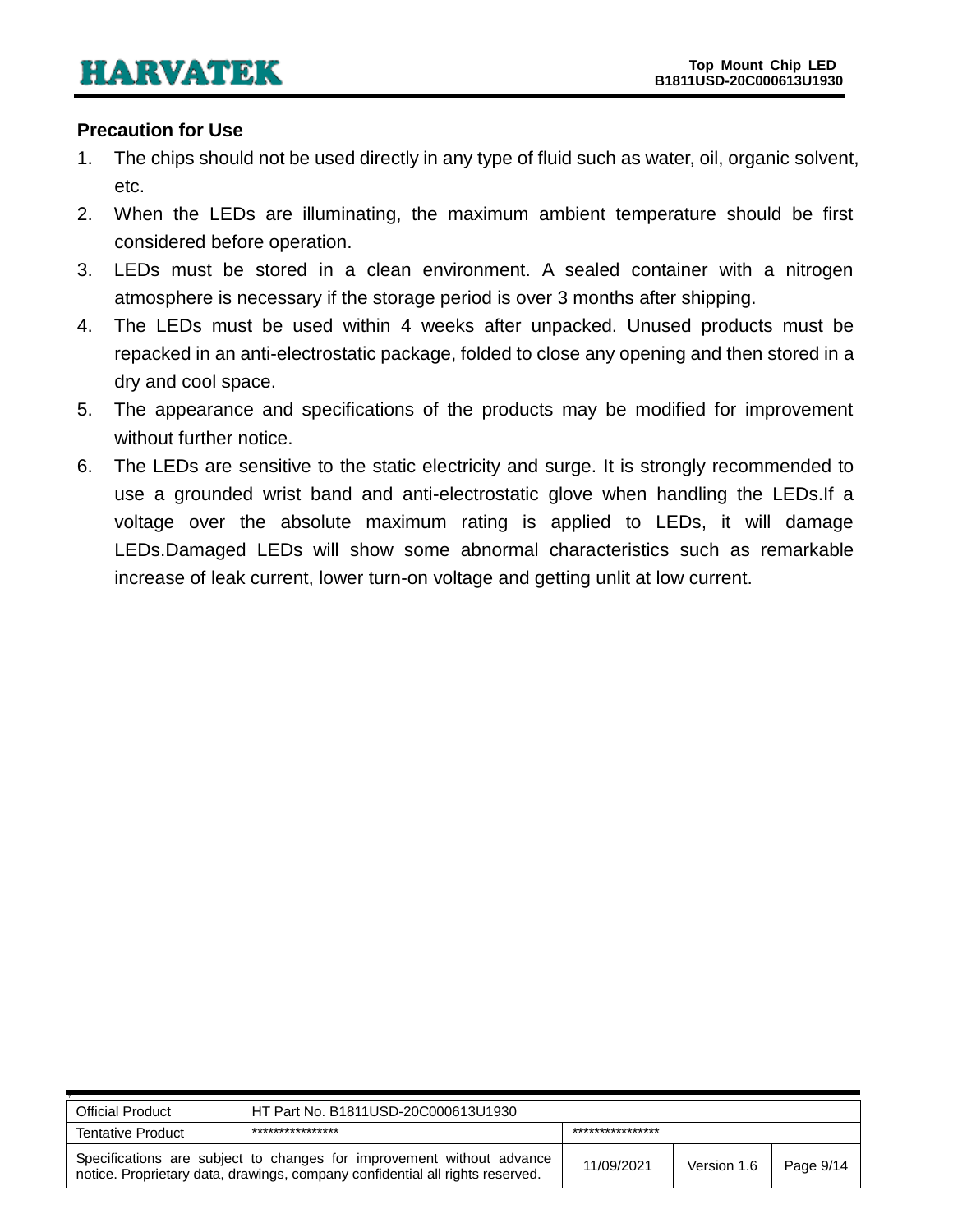## Precaution for Use

1. The chips should not be used directly in any type of fluid such as water, oil, organic solvent, etc.
2. When the LEDs are illuminating, the maximum ambient temperature should be first considered before operation.
3. LEDs must be stored in a clean environment. A sealed container with a nitrogen atmosphere is necessary if the storage period is over 3 months after shipping.
4. The LEDs must be used within 4 weeks after unpacked. Unused products must be repacked in an anti-electrostatic package, folded to close any opening and then stored in a dry and cool space.
5. The appearance and specifications of the products may be modified for improvement without further notice.
6. The LEDs are sensitive to the static electricity and surge. It is strongly recommended to use a grounded wrist band and anti-electrostatic glove when handling the LEDs.If a voltage over the absolute maximum rating is applied to LEDs, it will damage LEDs.Damaged LEDs will show some abnormal characteristics such as remarkable increase of leak current, lower turn-on voltage and getting unlit at low current.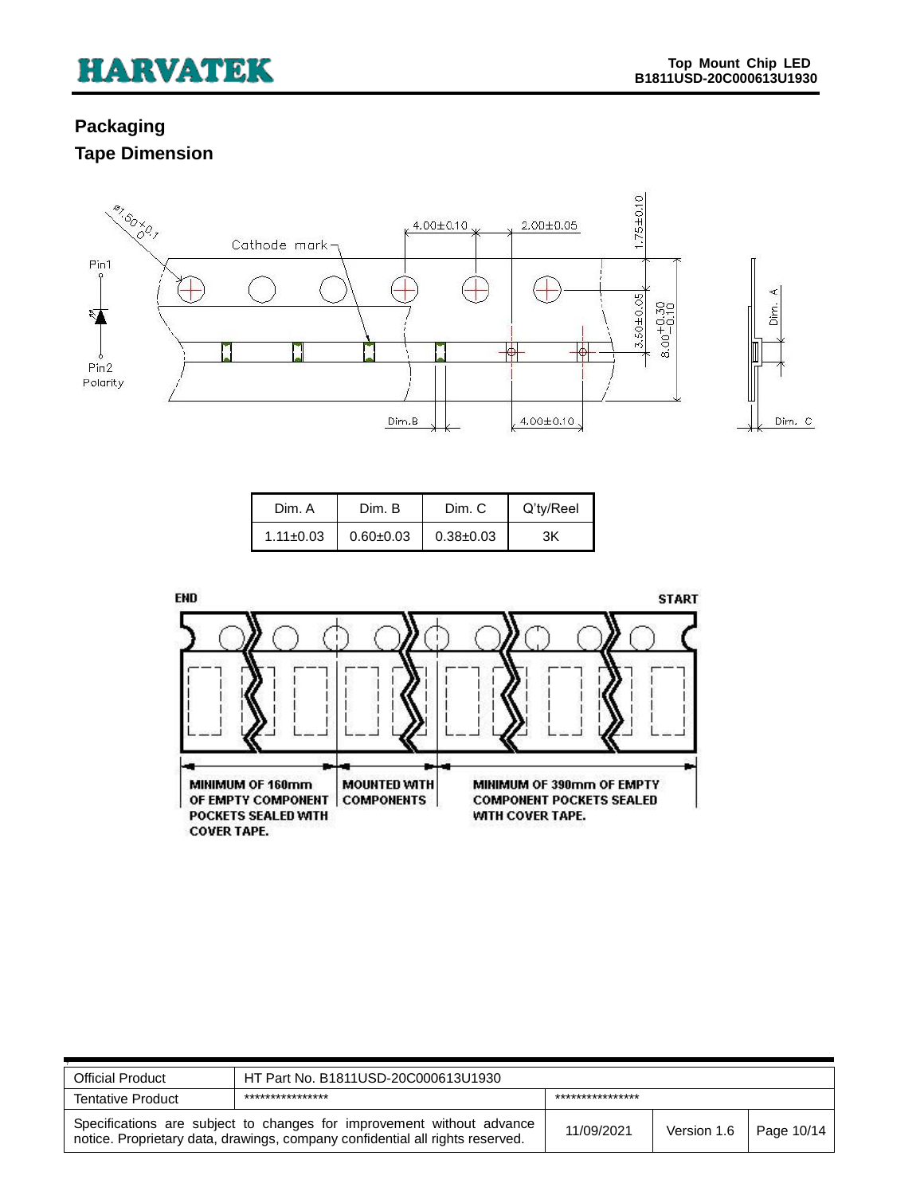## Packaging

## Tape Dimension

| Dim. A | Dim. B | Dim. C | Q'ty/Reel |
|---|---|---|---|
| 1.11±0.03 | 0.60±0.03 | 0.38±0.03 | 3K |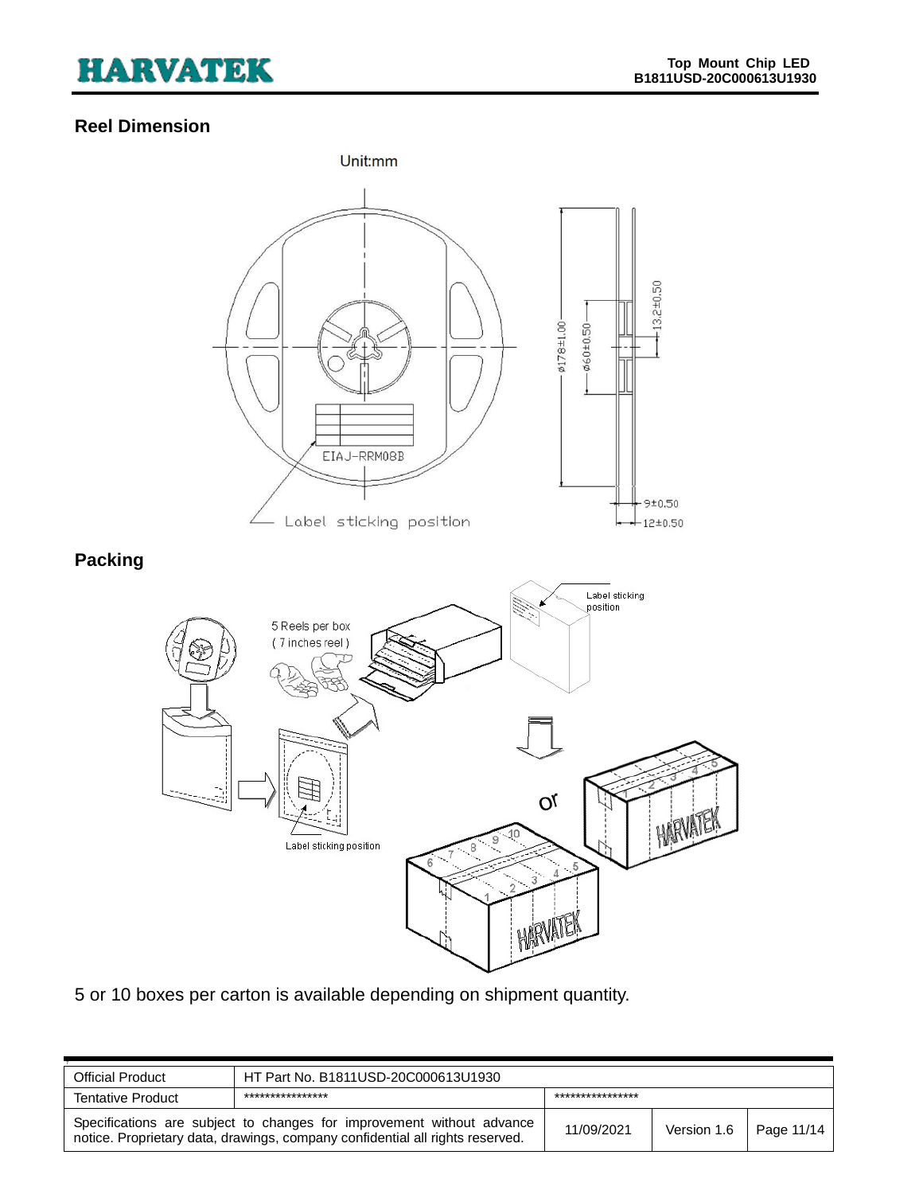## Reel Dimension

Unit:mm

EIAJ-RRM08B

Label sticking position

ø178±1.00

ø60±0.50

13.2±0.50

9±0.50

12±0.50

## Packing

5 Reels per box
( 7 inches reel )

Label sticking position

or

Label sticking position

HARVATEK

5 or 10 boxes per carton is available depending on shipment quantity.

| | | | | |
|---|---|---|---|---|
| Official Product | HT Part No. B1811USD-20C000613U1930 | | | |
| Tentative Product | **************** | **************** | | |
| Specifications are subject to changes for improvement without advance notice. Proprietary data, drawings, company confidential all rights reserved. | | 11/09/2021 | Version 1.6 | Page 11/14 |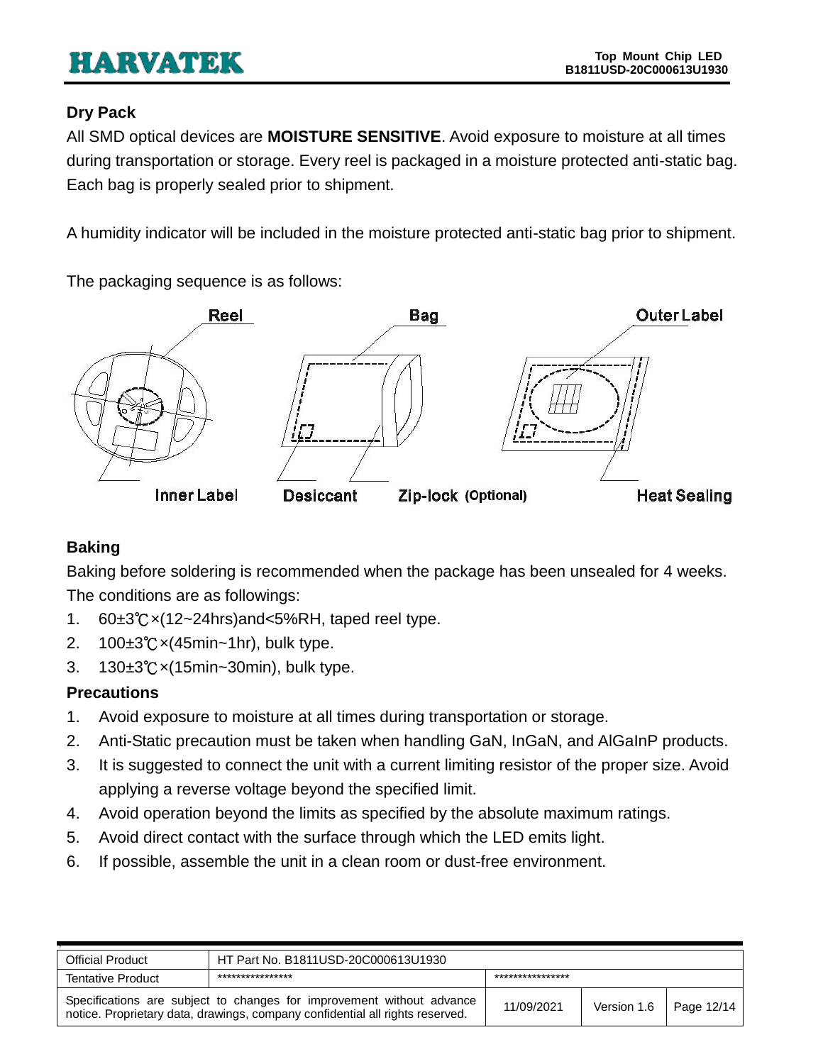**Dry Pack**

All SMD optical devices are **MOISTURE SENSITIVE**. Avoid exposure to moisture at all times during transportation or storage. Every reel is packaged in a moisture protected anti-static bag. Each bag is properly sealed prior to shipment.

A humidity indicator will be included in the moisture protected anti-static bag prior to shipment.

The packaging sequence is as follows:

Reel
Bag
Outer Label
Inner Label
Desiccant
Zip-lock (Optional)
Heat Sealing

**Baking**

Baking before soldering is recommended when the package has been unsealed for 4 weeks. The conditions are as followings:

1. 60±3℃×(12~24hrs)and<5%RH, taped reel type.
2. 100±3℃×(45min~1hr), bulk type.
3. 130±3℃×(15min~30min), bulk type.

**Precautions**

1. Avoid exposure to moisture at all times during transportation or storage.
2. Anti-Static precaution must be taken when handling GaN, InGaN, and AlGaInP products.
3. It is suggested to connect the unit with a current limiting resistor of the proper size. Avoid applying a reverse voltage beyond the specified limit.
4. Avoid operation beyond the limits as specified by the absolute maximum ratings.
5. Avoid direct contact with the surface through which the LED emits light.
6. If possible, assemble the unit in a clean room or dust-free environment.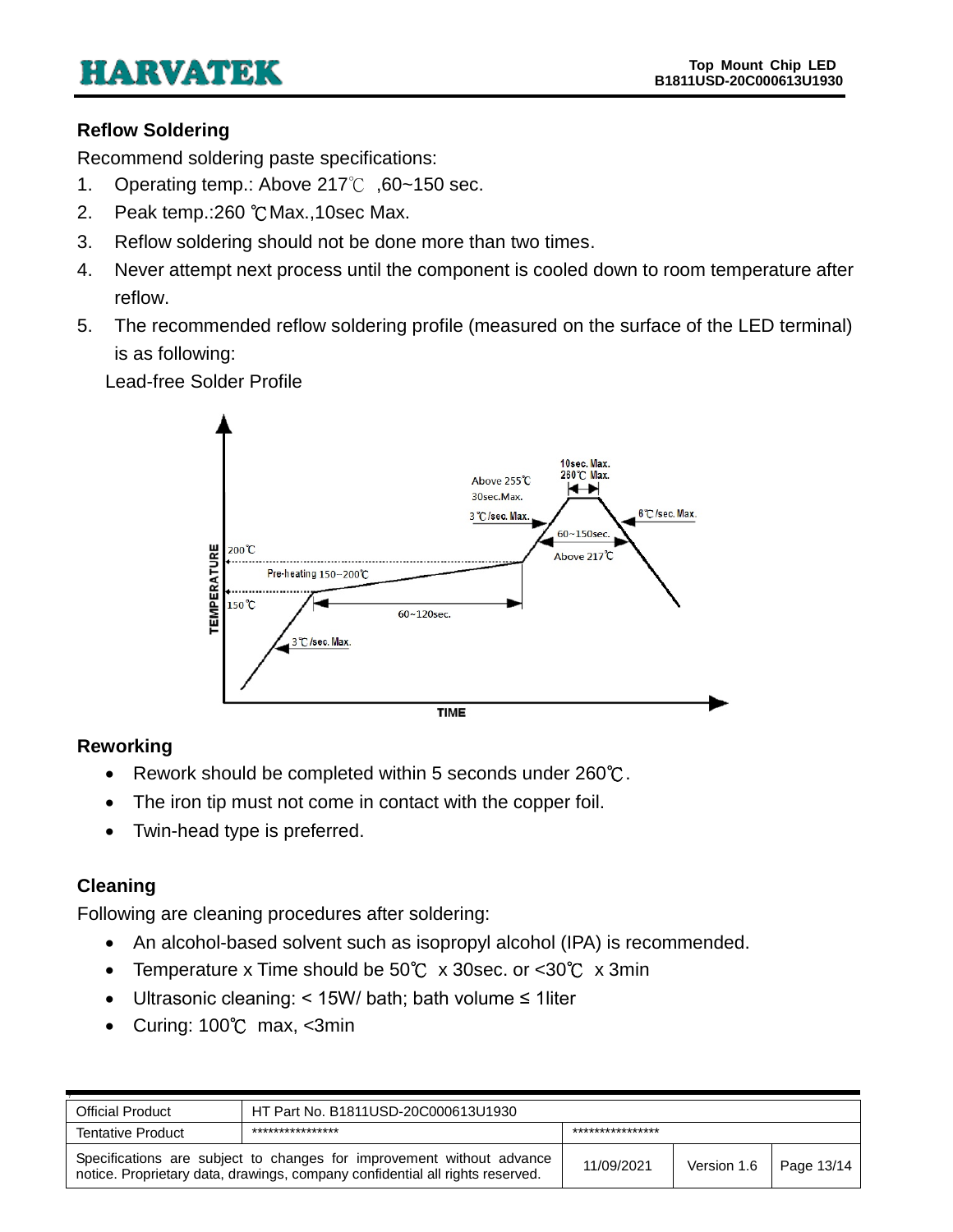## Reflow Soldering

Recommend soldering paste specifications:

1. Operating temp.: Above 217℃ ,60~150 sec.
2. Peak temp.:260 ℃Max.,10sec Max.
3. Reflow soldering should not be done more than two times.
4. Never attempt next process until the component is cooled down to room temperature after reflow.
5. The recommended reflow soldering profile (measured on the surface of the LED terminal) is as following:

Lead-free Solder Profile

10sec. Max.
260℃ Max.
Above 255℃
30sec.Max.
3℃/sec. Max.
6℃/sec. Max.
60~150sec.
Above 217℃
200℃
Pre-heating 150~200℃
150℃
60~120sec.
3℃/sec. Max.
TEMPERATURE
TIME

## Reworking

- Rework should be completed within 5 seconds under 260℃.
- The iron tip must not come in contact with the copper foil.
- Twin-head type is preferred.

## Cleaning

Following are cleaning procedures after soldering:

- An alcohol-based solvent such as isopropyl alcohol (IPA) is recommended.
- Temperature x Time should be 50℃ x 30sec. or <30℃ x 3min
- Ultrasonic cleaning: < 15W/ bath; bath volume ≤ 1liter
- Curing: 100℃ max, <3min

| | | | | |
|---|---|---|---|---|
| Official Product | HT Part No. B1811USD-20C000613U1930 | | | |
| Tentative Product | **************** | **************** | | |
| Specifications are subject to changes for improvement without advance notice. Proprietary data, drawings, company confidential all rights reserved. | | 11/09/2021 | Version 1.6 | Page 13/14 |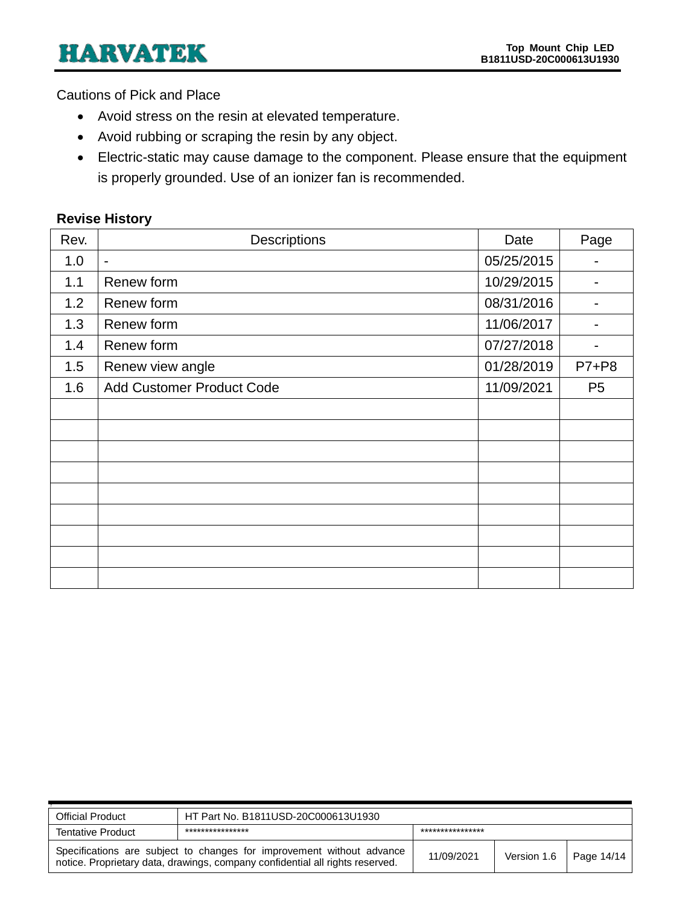Cautions of Pick and Place

- Avoid stress on the resin at elevated temperature.
- Avoid rubbing or scraping the resin by any object.
- Electric-static may cause damage to the component. Please ensure that the equipment is properly grounded. Use of an ionizer fan is recommended.

**Revise History**

| Rev. | Descriptions | Date | Page |
|---|---|---|---|
| 1.0 | - | 05/25/2015 | - |
| 1.1 | Renew form | 10/29/2015 | - |
| 1.2 | Renew form | 08/31/2016 | - |
| 1.3 | Renew form | 11/06/2017 | - |
| 1.4 | Renew form | 07/27/2018 | - |
| 1.5 | Renew view angle | 01/28/2019 | P7+P8 |
| 1.6 | Add Customer Product Code | 11/09/2021 | P5 |
| | | | |
| | | | |
| | | | |
| | | | |
| | | | |
| | | | |
| | | | |
| | | | |
| | | | |